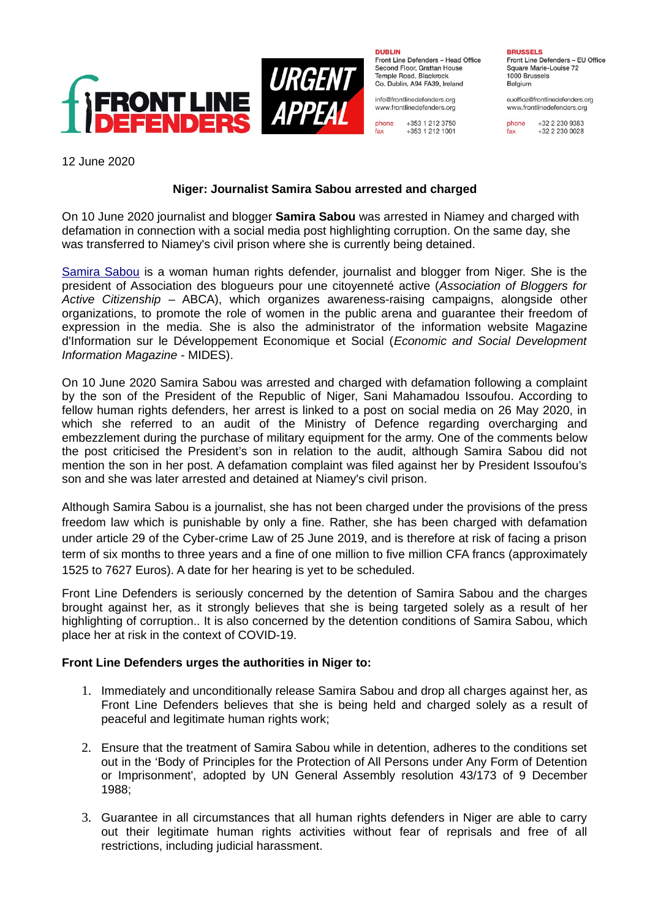FRONT LINE DEFENDERS

URGENT APPEAL

**DUBLIN**
Front Line Defenders – Head Office
Second Floor, Grattan House
Temple Road, Blackrock
Co. Dublin, A94 FA39, Ireland

info@frontlinedefenders.org
www.frontlinedefenders.org

phone +353 1 212 3750
fax +353 1 212 1001

**BRUSSELS**
Front Line Defenders – EU Office
Square Marie-Louise 72
1000 Brussels
Belgium

euoffice@frontlinedefenders.org
www.frontlinedefenders.org

phone +32 2 230 9383
fax +32 2 230 0028

12 June 2020

## Niger: Journalist Samira Sabou arrested and charged

On 10 June 2020 journalist and blogger **Samira Sabou** was arrested in Niamey and charged with defamation in connection with a social media post highlighting corruption. On the same day, she was transferred to Niamey's civil prison where she is currently being detained.

Samira Sabou is a woman human rights defender, journalist and blogger from Niger. She is the president of Association des blogueurs pour une citoyenneté active (*Association of Bloggers for Active Citizenship* – ABCA), which organizes awareness-raising campaigns, alongside other organizations, to promote the role of women in the public arena and guarantee their freedom of expression in the media. She is also the administrator of the information website Magazine d'Information sur le Développement Economique et Social (*Economic and Social Development Information Magazine* - MIDES).

On 10 June 2020 Samira Sabou was arrested and charged with defamation following a complaint by the son of the President of the Republic of Niger, Sani Mahamadou Issoufou. According to fellow human rights defenders, her arrest is linked to a post on social media on 26 May 2020, in which she referred to an audit of the Ministry of Defence regarding overcharging and embezzlement during the purchase of military equipment for the army. One of the comments below the post criticised the President's son in relation to the audit, although Samira Sabou did not mention the son in her post. A defamation complaint was filed against her by President Issoufou's son and she was later arrested and detained at Niamey's civil prison.

Although Samira Sabou is a journalist, she has not been charged under the provisions of the press freedom law which is punishable by only a fine. Rather, she has been charged with defamation under article 29 of the Cyber-crime Law of 25 June 2019, and is therefore at risk of facing a prison term of six months to three years and a fine of one million to five million CFA francs (approximately 1525 to 7627 Euros). A date for her hearing is yet to be scheduled.

Front Line Defenders is seriously concerned by the detention of Samira Sabou and the charges brought against her, as it strongly believes that she is being targeted solely as a result of her highlighting of corruption.. It is also concerned by the detention conditions of Samira Sabou, which place her at risk in the context of COVID-19.

**Front Line Defenders urges the authorities in Niger to:**

1. Immediately and unconditionally release Samira Sabou and drop all charges against her, as Front Line Defenders believes that she is being held and charged solely as a result of peaceful and legitimate human rights work;

2. Ensure that the treatment of Samira Sabou while in detention, adheres to the conditions set out in the 'Body of Principles for the Protection of All Persons under Any Form of Detention or Imprisonment', adopted by UN General Assembly resolution 43/173 of 9 December 1988;

3. Guarantee in all circumstances that all human rights defenders in Niger are able to carry out their legitimate human rights activities without fear of reprisals and free of all restrictions, including judicial harassment.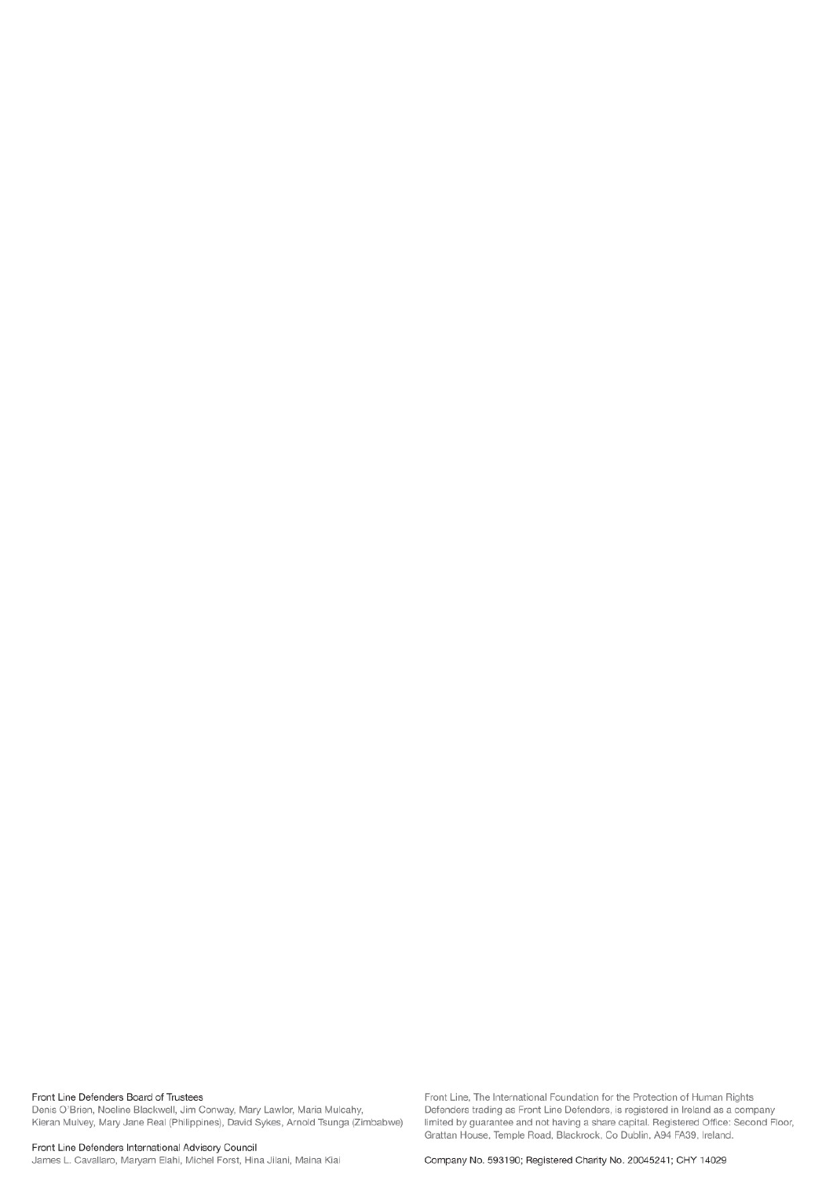Front Line Defenders Board of Trustees
Denis O'Brien, Noeline Blackwell, Jim Conway, Mary Lawlor, Maria Mulcahy, Kieran Mulvey, Mary Jane Real (Philippines), David Sykes, Arnold Tsunga (Zimbabwe)

Front Line Defenders International Advisory Council
James L. Cavallaro, Maryam Elahi, Michel Forst, Hina Jilani, Maina Kiai

Front Line, The International Foundation for the Protection of Human Rights Defenders trading as Front Line Defenders, is registered in Ireland as a company limited by guarantee and not having a share capital. Registered Office: Second Floor, Grattan House, Temple Road, Blackrock, Co Dublin, A94 FA39, Ireland.

Company No. 593190; Registered Charity No. 20045241; CHY 14029